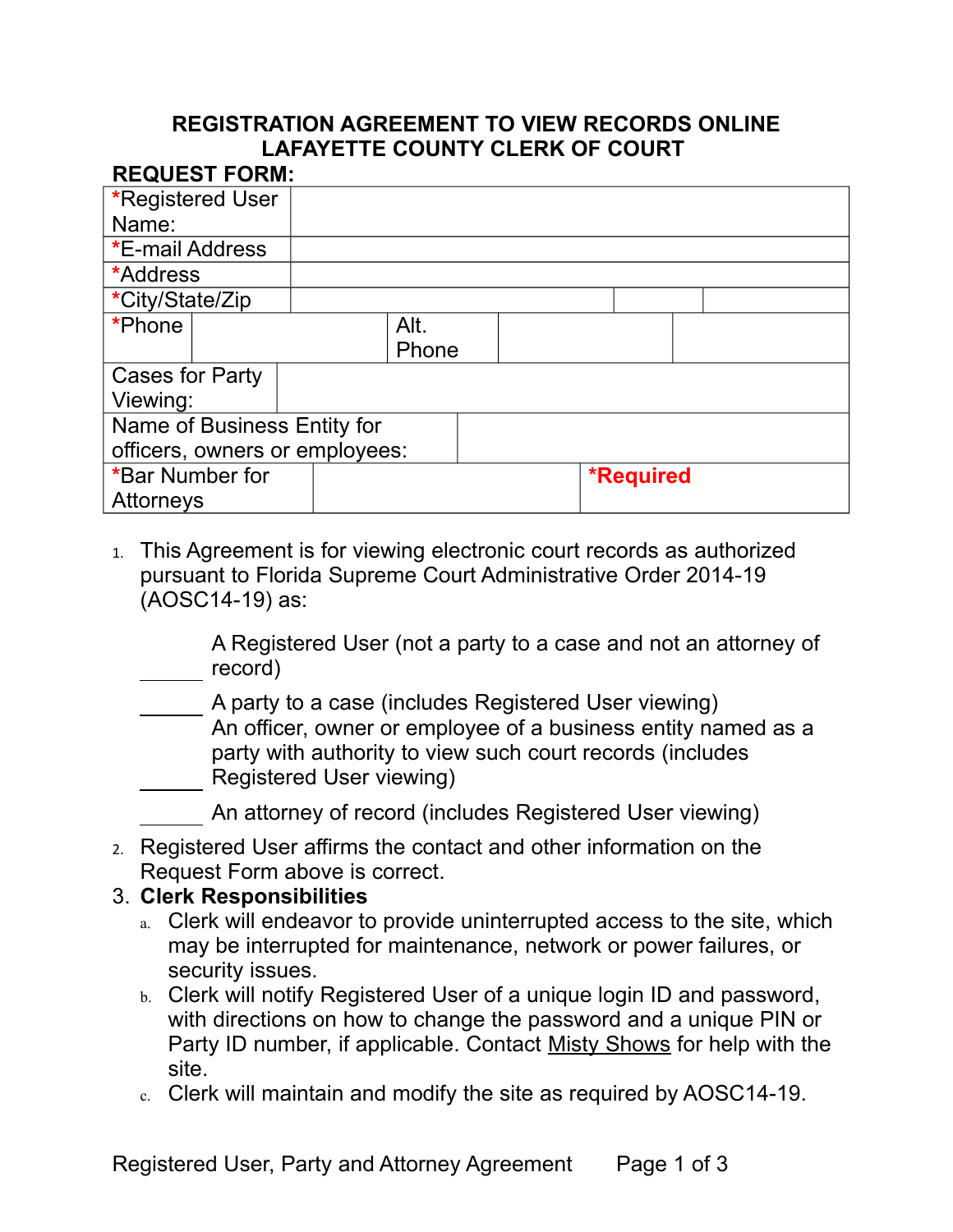# REGISTRATION AGREEMENT TO VIEW RECORDS ONLINE
# LAFAYETTE COUNTY CLERK OF COURT

**REQUEST FORM:**

| *Registered User Name: | | | |
|---|---|---|---|
| *E-mail Address | | | |
| *Address | | | |
| *City/State/Zip | | | |
| *Phone | | Alt. Phone | |
| Cases for Party Viewing: | | | |
| Name of Business Entity for officers, owners or employees: | | | |
| *Bar Number for Attorneys | | **\*Required** | |

1. This Agreement is for viewing electronic court records as authorized pursuant to Florida Supreme Court Administrative Order 2014-19 (AOSC14-19) as:

   ______ A Registered User (not a party to a case and not an attorney of record)

   ______ A party to a case (includes Registered User viewing)

   ______ An officer, owner or employee of a business entity named as a party with authority to view such court records (includes Registered User viewing)

   ______ An attorney of record (includes Registered User viewing)

2. Registered User affirms the contact and other information on the Request Form above is correct.

3. **Clerk Responsibilities**
   a. Clerk will endeavor to provide uninterrupted access to the site, which may be interrupted for maintenance, network or power failures, or security issues.
   b. Clerk will notify Registered User of a unique login ID and password, with directions on how to change the password and a unique PIN or Party ID number, if applicable. Contact Misty Shows for help with the site.
   c. Clerk will maintain and modify the site as required by AOSC14-19.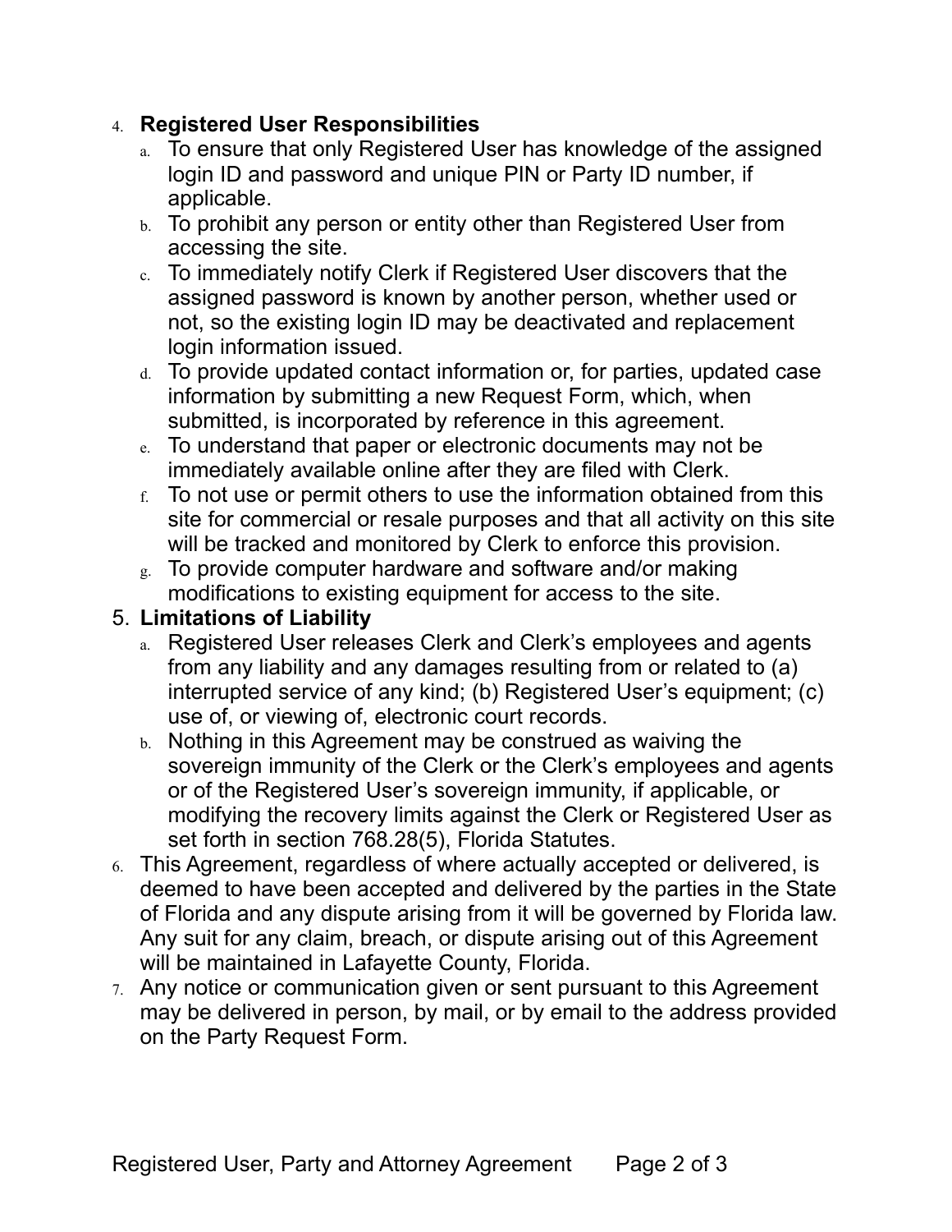4. **Registered User Responsibilities**
   a. To ensure that only Registered User has knowledge of the assigned login ID and password and unique PIN or Party ID number, if applicable.
   b. To prohibit any person or entity other than Registered User from accessing the site.
   c. To immediately notify Clerk if Registered User discovers that the assigned password is known by another person, whether used or not, so the existing login ID may be deactivated and replacement login information issued.
   d. To provide updated contact information or, for parties, updated case information by submitting a new Request Form, which, when submitted, is incorporated by reference in this agreement.
   e. To understand that paper or electronic documents may not be immediately available online after they are filed with Clerk.
   f. To not use or permit others to use the information obtained from this site for commercial or resale purposes and that all activity on this site will be tracked and monitored by Clerk to enforce this provision.
   g. To provide computer hardware and software and/or making modifications to existing equipment for access to the site.
5. **Limitations of Liability**
   a. Registered User releases Clerk and Clerk's employees and agents from any liability and any damages resulting from or related to (a) interrupted service of any kind; (b) Registered User's equipment; (c) use of, or viewing of, electronic court records.
   b. Nothing in this Agreement may be construed as waiving the sovereign immunity of the Clerk or the Clerk's employees and agents or of the Registered User's sovereign immunity, if applicable, or modifying the recovery limits against the Clerk or Registered User as set forth in section 768.28(5), Florida Statutes.
6. This Agreement, regardless of where actually accepted or delivered, is deemed to have been accepted and delivered by the parties in the State of Florida and any dispute arising from it will be governed by Florida law. Any suit for any claim, breach, or dispute arising out of this Agreement will be maintained in Lafayette County, Florida.
7. Any notice or communication given or sent pursuant to this Agreement may be delivered in person, by mail, or by email to the address provided on the Party Request Form.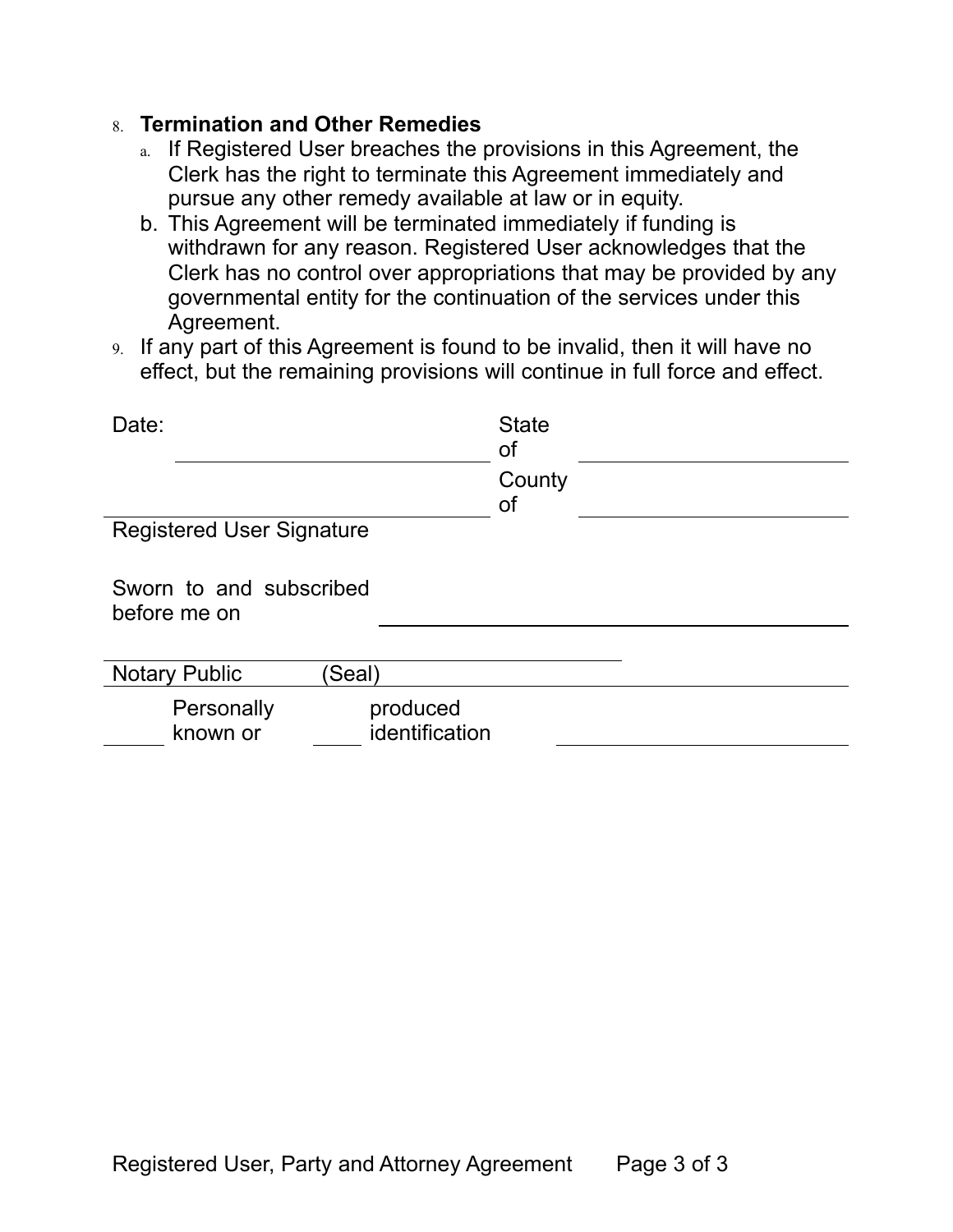8. **Termination and Other Remedies**
   a. If Registered User breaches the provisions in this Agreement, the Clerk has the right to terminate this Agreement immediately and pursue any other remedy available at law or in equity.
   b. This Agreement will be terminated immediately if funding is withdrawn for any reason. Registered User acknowledges that the Clerk has no control over appropriations that may be provided by any governmental entity for the continuation of the services under this Agreement.
9. If any part of this Agreement is found to be invalid, then it will have no effect, but the remaining provisions will continue in full force and effect.

Date: ______________________________ State of ______________________________

______________________________ County of ______________________________

Registered User Signature

Sworn to and subscribed before me on ______________________________

______________________________

Notary Public (Seal)

_____ Personally known or _____ produced identification ______________________________